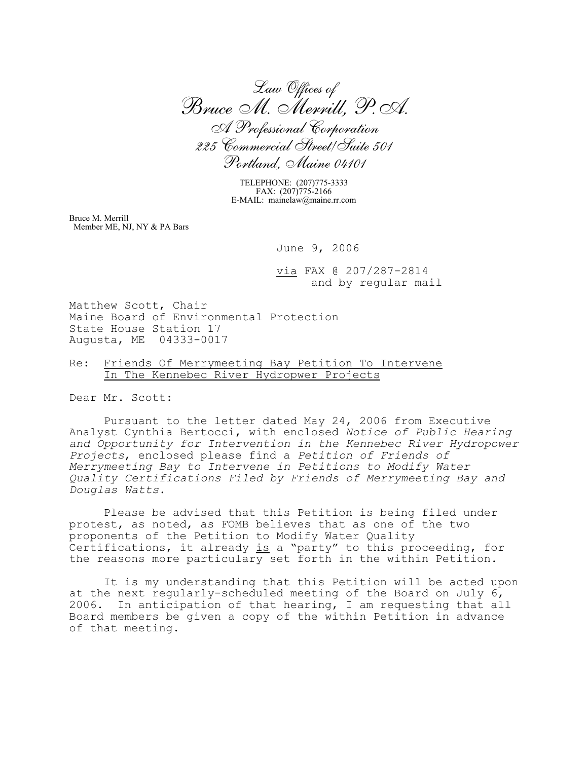*Law Offices of*
*Bruce M. Merrill, P.A.*
*A Professional Corporation*
*225 Commercial Street/Suite 501*
*Portland, Maine 04101*

TELEPHONE: (207)775-3333
FAX: (207)775-2166
E-MAIL: mainelaw@maine.rr.com

Bruce M. Merrill
Member ME, NJ, NY & PA Bars

June 9, 2006

via FAX @ 207/287-2814
and by regular mail

Matthew Scott, Chair
Maine Board of Environmental Protection
State House Station 17
Augusta, ME 04333-0017

Re: Friends Of Merrymeeting Bay Petition To Intervene In The Kennebec River Hydropwer Projects

Dear Mr. Scott:

Pursuant to the letter dated May 24, 2006 from Executive Analyst Cynthia Bertocci, with enclosed *Notice of Public Hearing and Opportunity for Intervention in the Kennebec River Hydropower Projects*, enclosed please find a *Petition of Friends of Merrymeeting Bay to Intervene in Petitions to Modify Water Quality Certifications Filed by Friends of Merrymeeting Bay and Douglas Watts*.

Please be advised that this Petition is being filed under protest, as noted, as FOMB believes that as one of the two proponents of the Petition to Modify Water Quality Certifications, it already is a "party" to this proceeding, for the reasons more particulary set forth in the within Petition.

It is my understanding that this Petition will be acted upon at the next regularly-scheduled meeting of the Board on July 6, 2006. In anticipation of that hearing, I am requesting that all Board members be given a copy of the within Petition in advance of that meeting.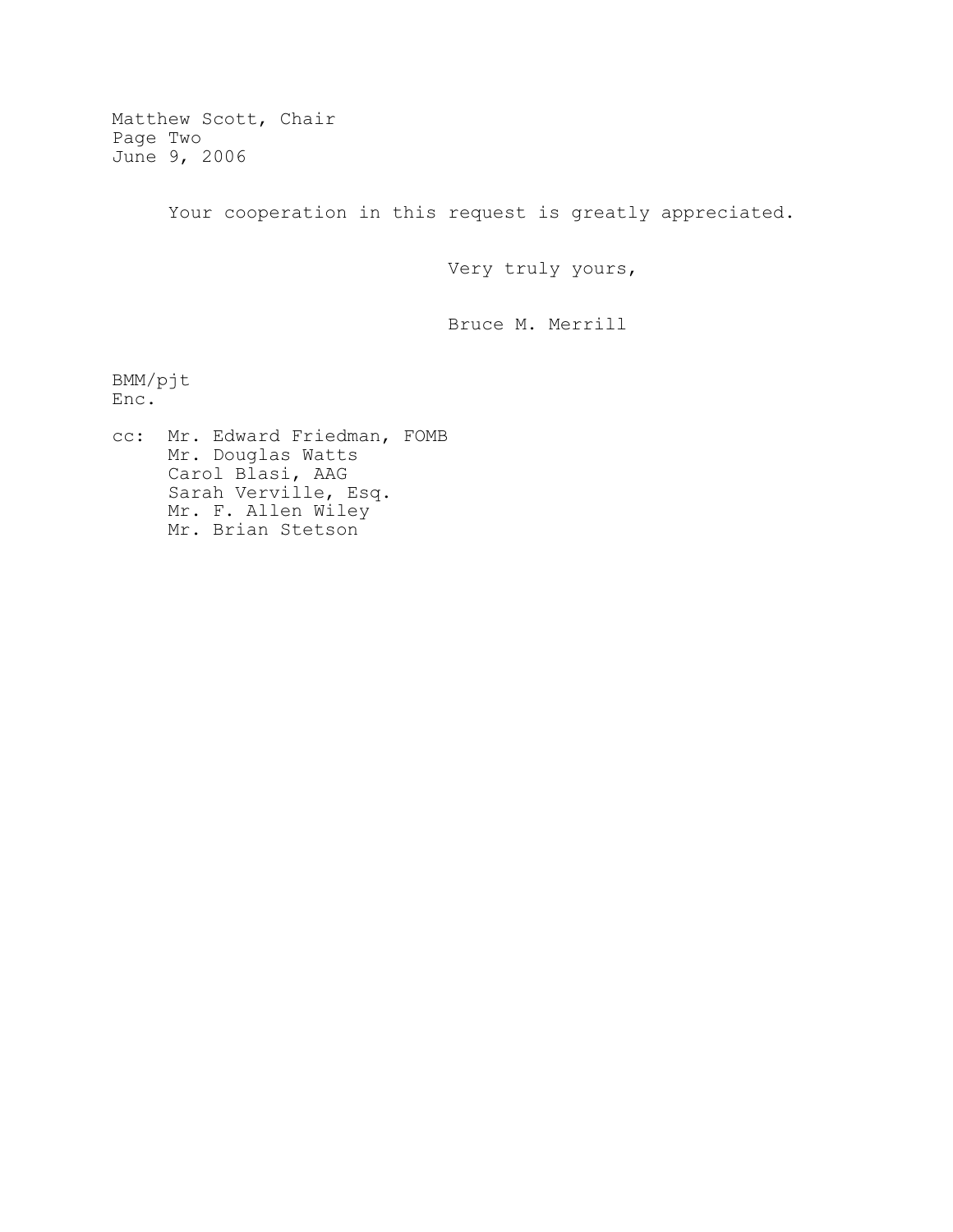Matthew Scott, Chair
Page Two
June 9, 2006

Your cooperation in this request is greatly appreciated.

Very truly yours,

Bruce M. Merrill

BMM/pjt
Enc.

cc: Mr. Edward Friedman, FOMB
Mr. Douglas Watts
Carol Blasi, AAG
Sarah Verville, Esq.
Mr. F. Allen Wiley
Mr. Brian Stetson